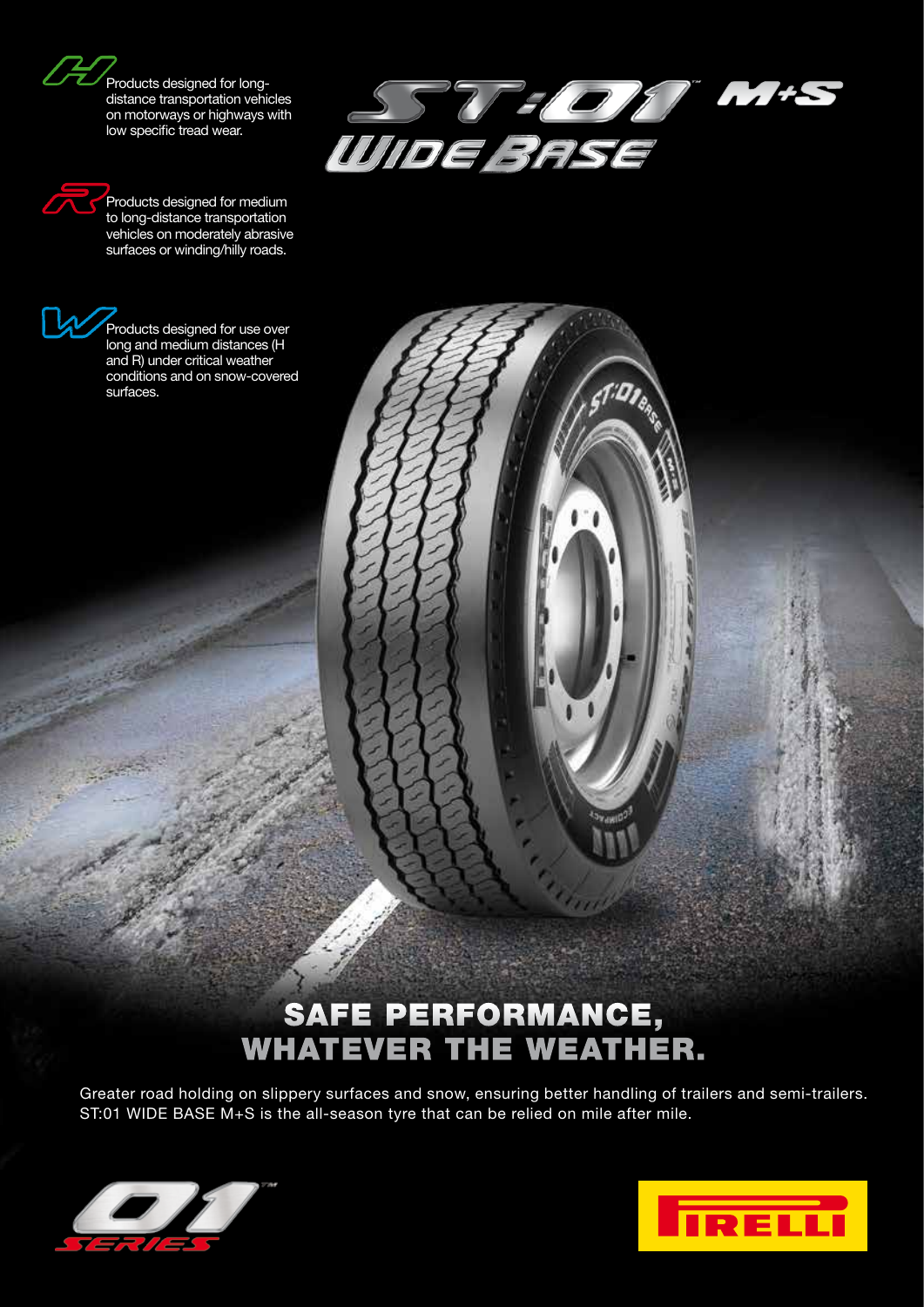**H** Products designed for long-distance transportation vehicles on motorways or highways with low specific tread wear.

**R** Products designed for medium to long-distance transportation vehicles on moderately abrasive surfaces or winding/hilly roads.

**W** Products designed for use over long and medium distances (H and R) under critical weather conditions and on snow-covered surfaces.

# ST:01™ M+S WIDE BASE

## SAFE PERFORMANCE, WHATEVER THE WEATHER.

Greater road holding on slippery surfaces and snow, ensuring better handling of trailers and semi-trailers. ST:01 WIDE BASE M+S is the all-season tyre that can be relied on mile after mile.

01™ SERIES

PIRELLI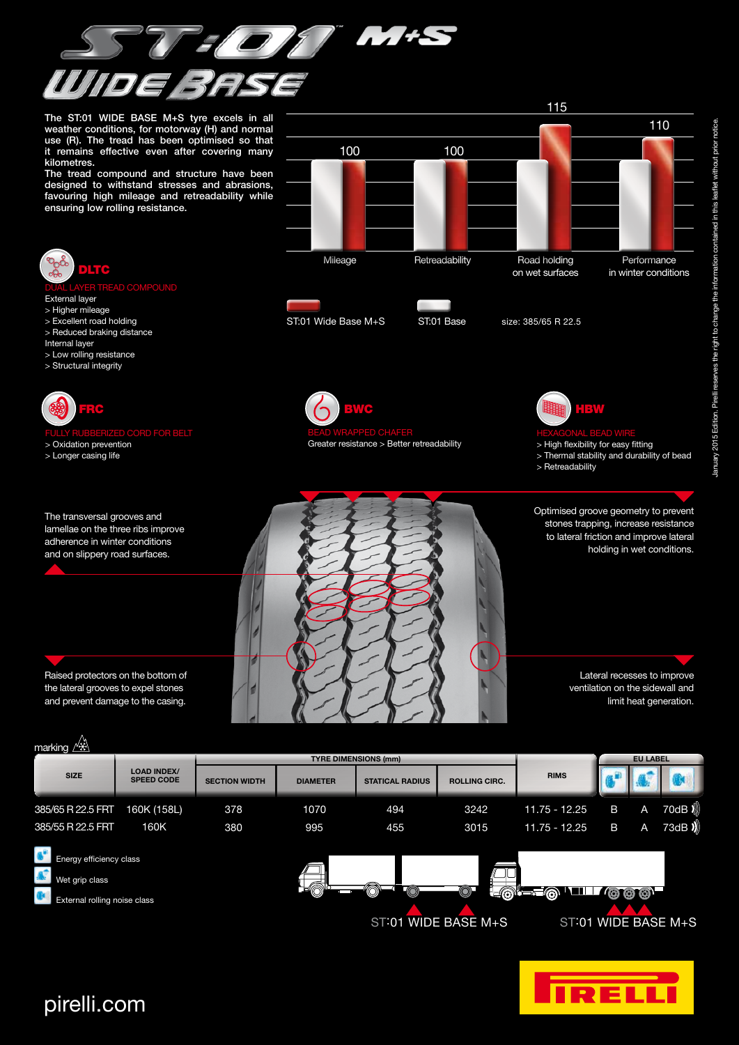# ST:01™ M+S WIDE BASE

The ST:01 WIDE BASE M+S tyre excels in all weather conditions, for motorway (H) and normal use (R). The tread has been optimised so that it remains effective even after covering many kilometres.
The tread compound and structure have been designed to withstand stresses and abrasions, favouring high mileage and retreadability while ensuring low rolling resistance.

115
110
100
100
Mileage
Retreadability
Road holding on wet surfaces
Performance in winter conditions

ST:01 Wide Base M+S
ST:01 Base
size: 385/65 R 22.5

## DLTC

DUAL LAYER TREAD COMPOUND

External layer
- > Higher mileage
- > Excellent road holding
- > Reduced braking distance

Internal layer
- > Low rolling resistance
- > Structural integrity

## FRC

FULLY RUBBERIZED CORD FOR BELT
- > Oxidation prevention
- > Longer casing life

## BWC

BEAD WRAPPED CHAFER

Greater resistance > Better retreadability

## HBW

HEXAGONAL BEAD WIRE
- > High flexibility for easy fitting
- > Thermal stability and durability of bead
- > Retreadability

The transversal grooves and lamellae on the three ribs improve adherence in winter conditions and on slippery road surfaces.

Optimised groove geometry to prevent stones trapping, increase resistance to lateral friction and improve lateral holding in wet conditions.

Raised protectors on the bottom of the lateral grooves to expel stones and prevent damage to the casing.

Lateral recesses to improve ventilation on the sidewall and limit heat generation.

marking

| SIZE | LOAD INDEX/ SPEED CODE | TYRE DIMENSIONS (mm) | | | | RIMS | EU LABEL | | |
|---|---|---|---|---|---|---|---|---|---|
| | | SECTION WIDTH | DIAMETER | STATICAL RADIUS | ROLLING CIRC. | | Energy efficiency class | Wet grip class | External rolling noise class |
| 385/65 R 22.5 FRT | 160K (158L) | 378 | 1070 | 494 | 3242 | 11.75 - 12.25 | B | A | 70dB |
| 385/55 R 22.5 FRT | 160K | 380 | 995 | 455 | 3015 | 11.75 - 12.25 | B | A | 73dB |

Energy efficiency class
Wet grip class
External rolling noise class

ST:01 WIDE BASE M+S
ST:01 WIDE BASE M+S

January 2015 Edition. Pirelli reserves the right to change the information contained in this leaflet without prior notice.

pirelli.com

PIRELLI